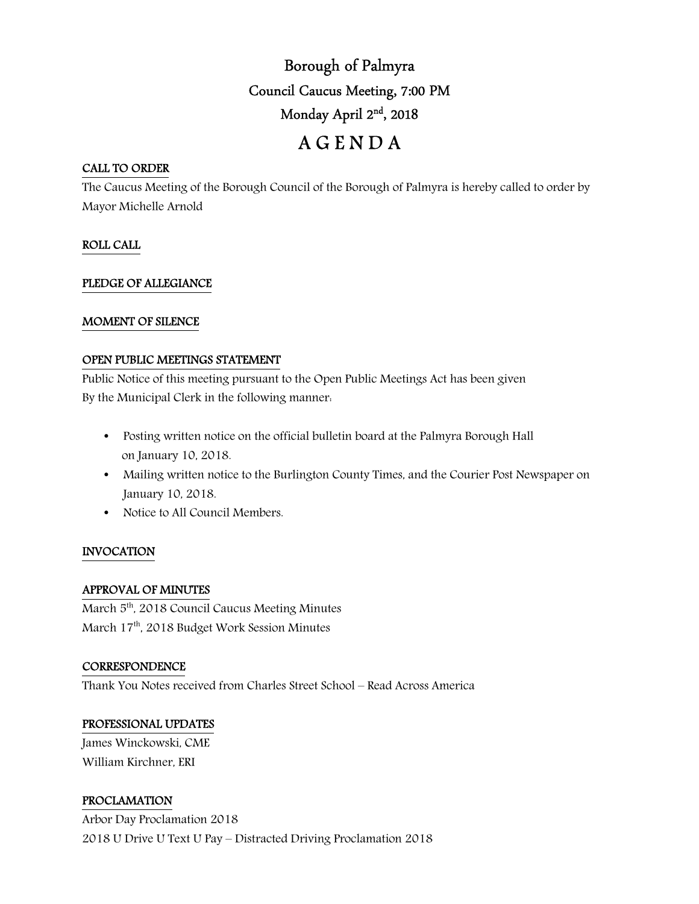# Borough of Palmyra

## Council Caucus Meeting, 7:00 PM

## Monday April 2nd, 2018

# A G E N D A

### CALL TO ORDER

The Caucus Meeting of the Borough Council of the Borough of Palmyra is hereby called to order by Mayor Michelle Arnold

### ROLL CALL

### PLEDGE OF ALLEGIANCE

### MOMENT OF SILENCE

### OPEN PUBLIC MEETINGS STATEMENT

Public Notice of this meeting pursuant to the Open Public Meetings Act has been given By the Municipal Clerk in the following manner:

- Posting written notice on the official bulletin board at the Palmyra Borough Hall on January 10, 2018.
- Mailing written notice to the Burlington County Times, and the Courier Post Newspaper on January 10, 2018.
- Notice to All Council Members.

### INVOCATION

### APPROVAL OF MINUTES

March 5th, 2018 Council Caucus Meeting Minutes

March 17th, 2018 Budget Work Session Minutes

### CORRESPONDENCE

Thank You Notes received from Charles Street School – Read Across America

### PROFESSIONAL UPDATES

James Winckowski, CME

William Kirchner, ERI

### PROCLAMATION

Arbor Day Proclamation 2018

2018 U Drive U Text U Pay – Distracted Driving Proclamation 2018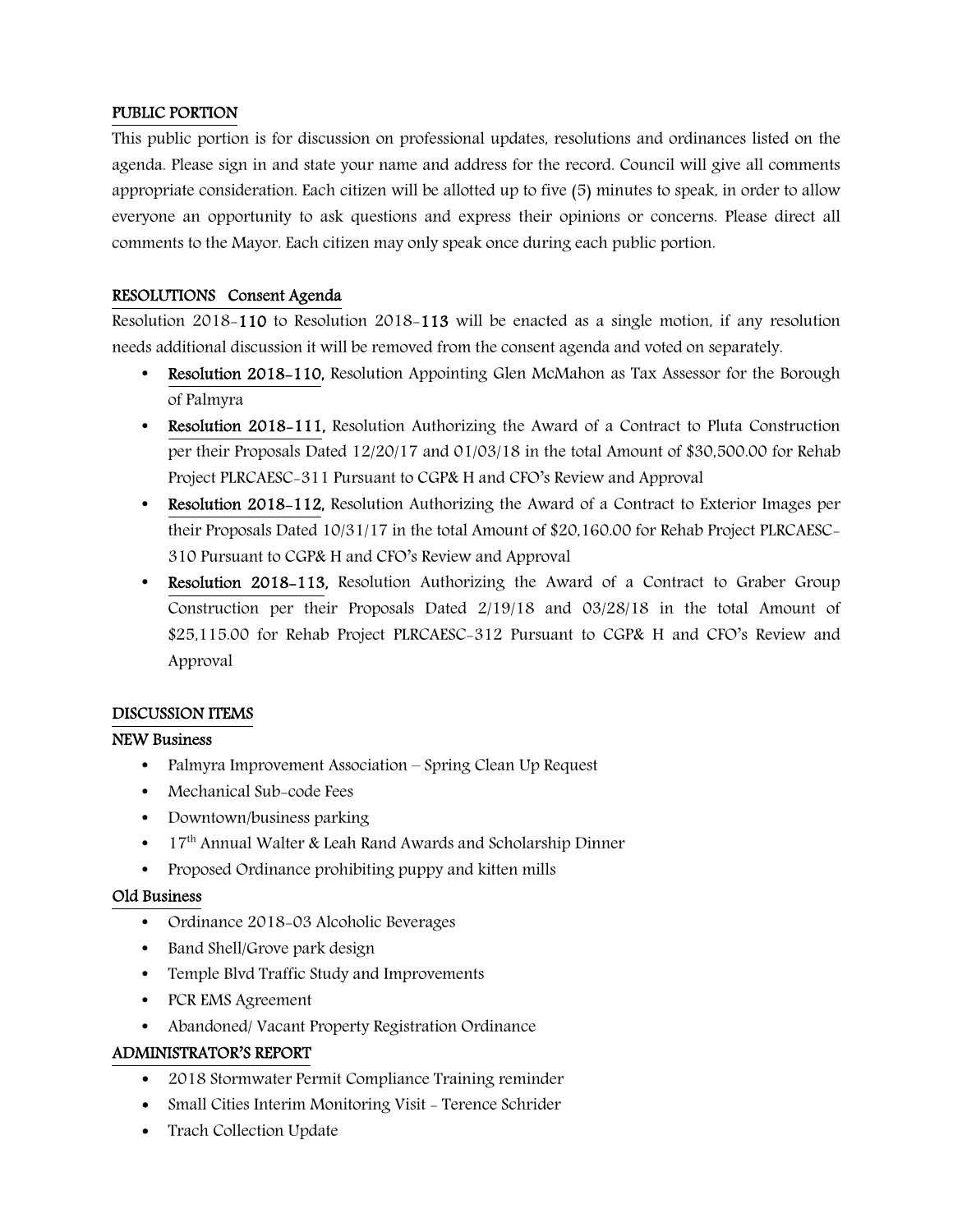## PUBLIC PORTION

This public portion is for discussion on professional updates, resolutions and ordinances listed on the agenda. Please sign in and state your name and address for the record. Council will give all comments appropriate consideration. Each citizen will be allotted up to five (5) minutes to speak, in order to allow everyone an opportunity to ask questions and express their opinions or concerns. Please direct all comments to the Mayor. Each citizen may only speak once during each public portion.

## RESOLUTIONS Consent Agenda

Resolution 2018-**110** to Resolution 2018-**113** will be enacted as a single motion, if any resolution needs additional discussion it will be removed from the consent agenda and voted on separately.

- **Resolution 2018-110,** Resolution Appointing Glen McMahon as Tax Assessor for the Borough of Palmyra
- **Resolution 2018-111,** Resolution Authorizing the Award of a Contract to Pluta Construction per their Proposals Dated 12/20/17 and 01/03/18 in the total Amount of $30,500.00 for Rehab Project PLRCAESC-311 Pursuant to CGP& H and CFO's Review and Approval
- **Resolution 2018-112,** Resolution Authorizing the Award of a Contract to Exterior Images per their Proposals Dated 10/31/17 in the total Amount of $20,160.00 for Rehab Project PLRCAESC-310 Pursuant to CGP& H and CFO's Review and Approval
- **Resolution 2018-113,** Resolution Authorizing the Award of a Contract to Graber Group Construction per their Proposals Dated 2/19/18 and 03/28/18 in the total Amount of $25,115.00 for Rehab Project PLRCAESC-312 Pursuant to CGP& H and CFO's Review and Approval

## DISCUSSION ITEMS

### NEW Business

- Palmyra Improvement Association – Spring Clean Up Request
- Mechanical Sub-code Fees
- Downtown/business parking
- 17th Annual Walter & Leah Rand Awards and Scholarship Dinner
- Proposed Ordinance prohibiting puppy and kitten mills

### Old Business

- Ordinance 2018-03 Alcoholic Beverages
- Band Shell/Grove park design
- Temple Blvd Traffic Study and Improvements
- PCR EMS Agreement
- Abandoned/ Vacant Property Registration Ordinance

## ADMINISTRATOR'S REPORT

- 2018 Stormwater Permit Compliance Training reminder
- Small Cities Interim Monitoring Visit - Terence Schrider
- Trach Collection Update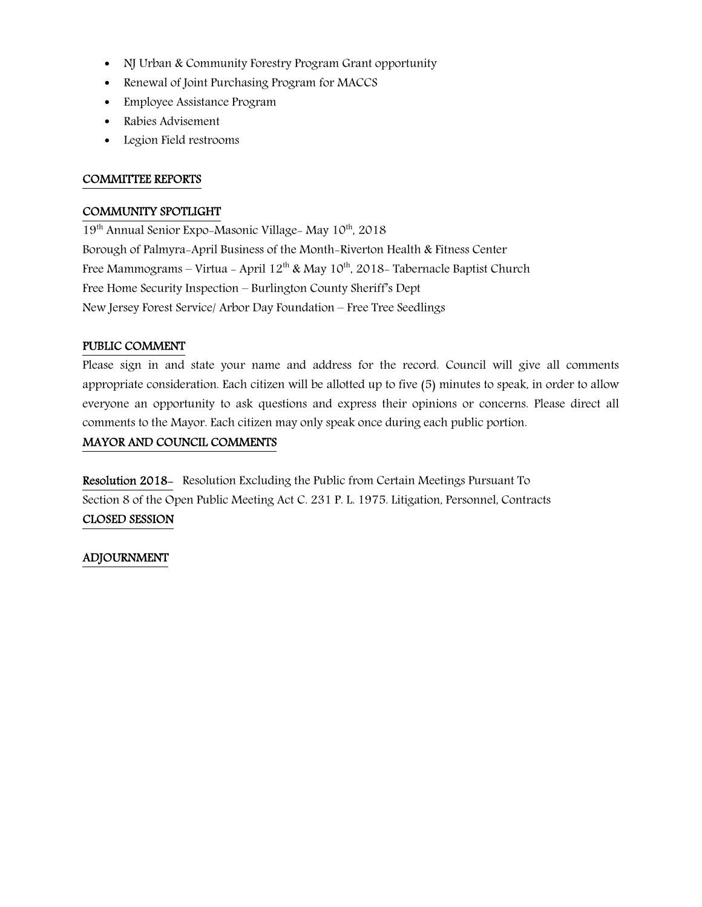- NJ Urban & Community Forestry Program Grant opportunity
- Renewal of Joint Purchasing Program for MACCS
- Employee Assistance Program
- Rabies Advisement
- Legion Field restrooms

## COMMITTEE REPORTS

## COMMUNITY SPOTLIGHT

19th Annual Senior Expo-Masonic Village- May 10th, 2018
Borough of Palmyra-April Business of the Month-Riverton Health & Fitness Center
Free Mammograms – Virtua - April 12th & May 10th, 2018- Tabernacle Baptist Church
Free Home Security Inspection – Burlington County Sheriff's Dept
New Jersey Forest Service/ Arbor Day Foundation – Free Tree Seedlings

## PUBLIC COMMENT

Please sign in and state your name and address for the record. Council will give all comments appropriate consideration. Each citizen will be allotted up to five (5) minutes to speak, in order to allow everyone an opportunity to ask questions and express their opinions or concerns. Please direct all comments to the Mayor. Each citizen may only speak once during each public portion.

## MAYOR AND COUNCIL COMMENTS

**Resolution 2018-** Resolution Excluding the Public from Certain Meetings Pursuant To Section 8 of the Open Public Meeting Act C. 231 P. L. 1975. Litigation, Personnel, Contracts

## CLOSED SESSION

## ADJOURNMENT